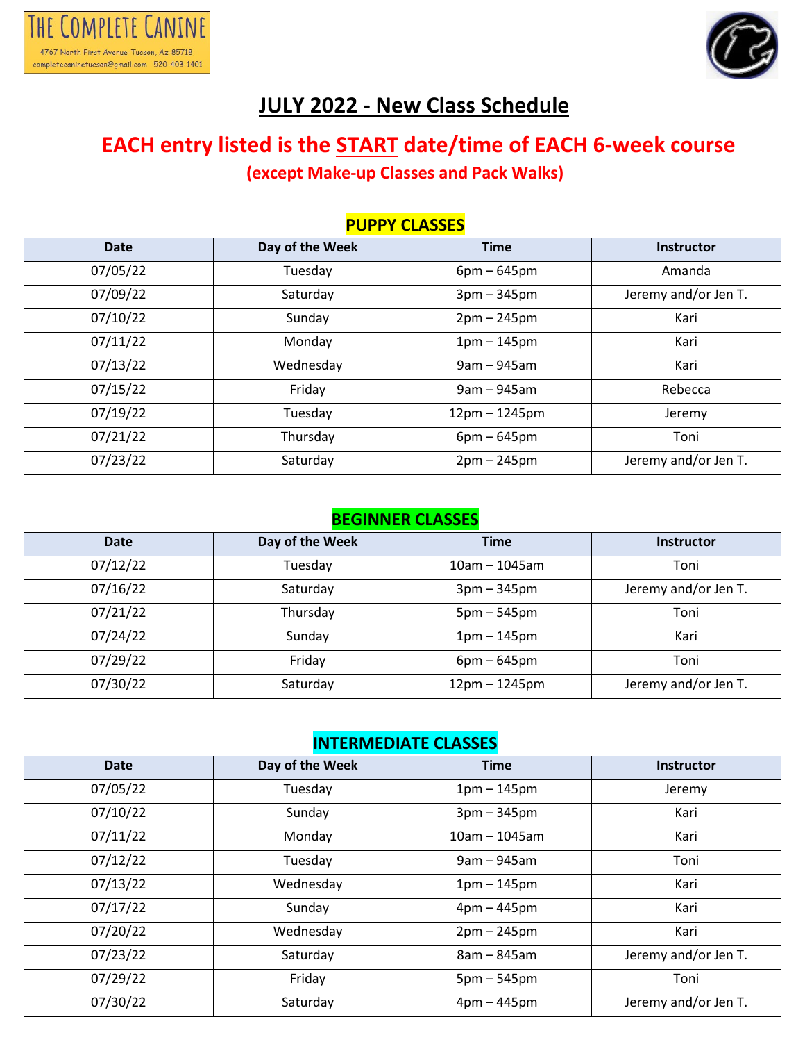THE COMPLETE CANINE

4767 North First Avenue-Tucson, Az-85718

completecaninetucson@gmail.com 520-403-1401

# JULY 2022 - New Class Schedule

## EACH entry listed is the START date/time of EACH 6-week course

**(except Make-up Classes and Pack Walks)**

### PUPPY CLASSES

| Date | Day of the Week | Time | Instructor |
|---|---|---|---|
| 07/05/22 | Tuesday | 6pm – 645pm | Amanda |
| 07/09/22 | Saturday | 3pm – 345pm | Jeremy and/or Jen T. |
| 07/10/22 | Sunday | 2pm – 245pm | Kari |
| 07/11/22 | Monday | 1pm – 145pm | Kari |
| 07/13/22 | Wednesday | 9am – 945am | Kari |
| 07/15/22 | Friday | 9am – 945am | Rebecca |
| 07/19/22 | Tuesday | 12pm – 1245pm | Jeremy |
| 07/21/22 | Thursday | 6pm – 645pm | Toni |
| 07/23/22 | Saturday | 2pm – 245pm | Jeremy and/or Jen T. |

### BEGINNER CLASSES

| Date | Day of the Week | Time | Instructor |
|---|---|---|---|
| 07/12/22 | Tuesday | 10am – 1045am | Toni |
| 07/16/22 | Saturday | 3pm – 345pm | Jeremy and/or Jen T. |
| 07/21/22 | Thursday | 5pm – 545pm | Toni |
| 07/24/22 | Sunday | 1pm – 145pm | Kari |
| 07/29/22 | Friday | 6pm – 645pm | Toni |
| 07/30/22 | Saturday | 12pm – 1245pm | Jeremy and/or Jen T. |

### INTERMEDIATE CLASSES

| Date | Day of the Week | Time | Instructor |
|---|---|---|---|
| 07/05/22 | Tuesday | 1pm – 145pm | Jeremy |
| 07/10/22 | Sunday | 3pm – 345pm | Kari |
| 07/11/22 | Monday | 10am – 1045am | Kari |
| 07/12/22 | Tuesday | 9am – 945am | Toni |
| 07/13/22 | Wednesday | 1pm – 145pm | Kari |
| 07/17/22 | Sunday | 4pm – 445pm | Kari |
| 07/20/22 | Wednesday | 2pm – 245pm | Kari |
| 07/23/22 | Saturday | 8am – 845am | Jeremy and/or Jen T. |
| 07/29/22 | Friday | 5pm – 545pm | Toni |
| 07/30/22 | Saturday | 4pm – 445pm | Jeremy and/or Jen T. |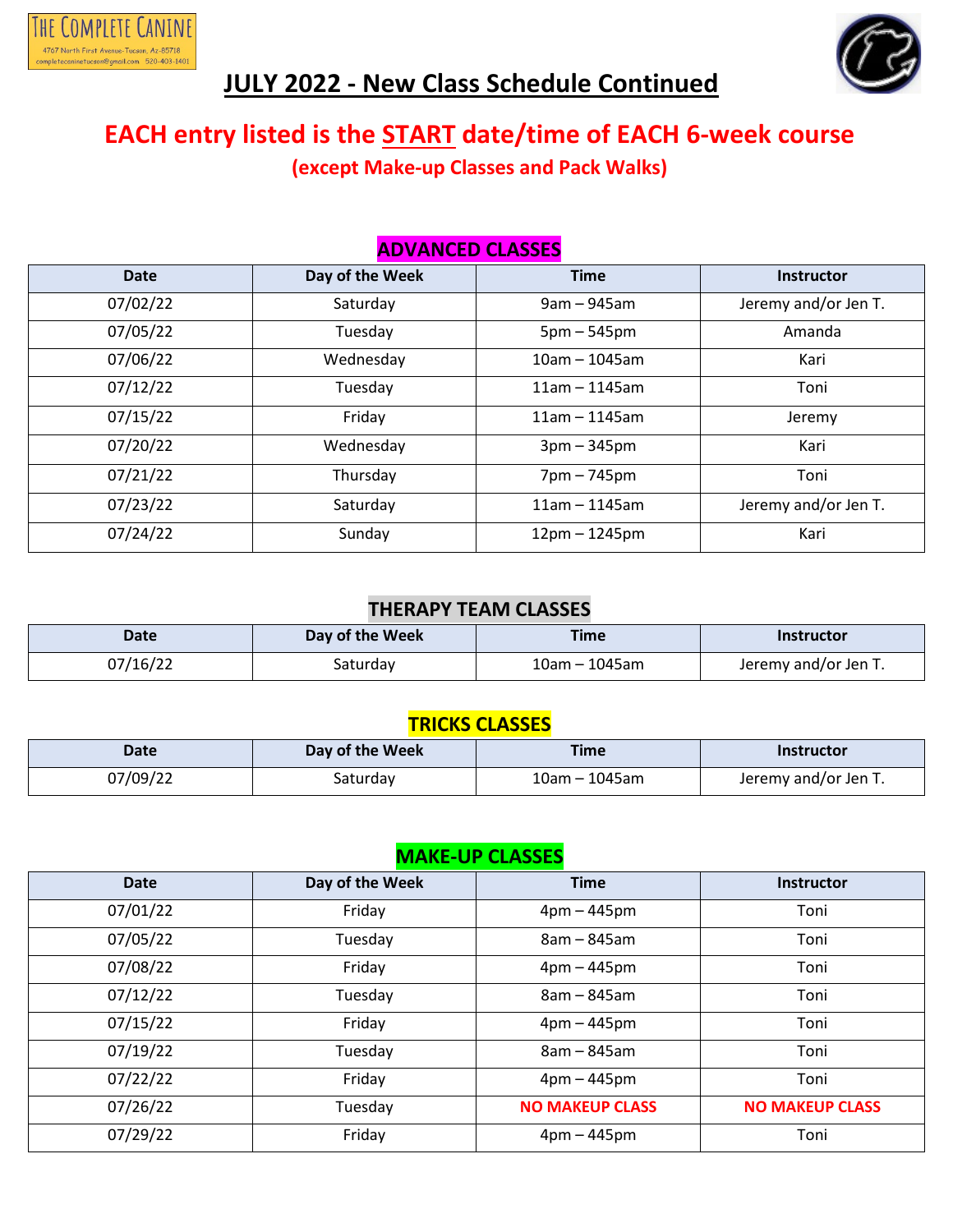THE COMPLETE CANINE
4767 North First Avenue-Tucson, Az-85718
completecaninetucson@gmail.com 520-403-1401

# JULY 2022 - New Class Schedule Continued

## EACH entry listed is the START date/time of EACH 6-week course

**(except Make-up Classes and Pack Walks)**

### ADVANCED CLASSES

| Date | Day of the Week | Time | Instructor |
|---|---|---|---|
| 07/02/22 | Saturday | 9am – 945am | Jeremy and/or Jen T. |
| 07/05/22 | Tuesday | 5pm – 545pm | Amanda |
| 07/06/22 | Wednesday | 10am – 1045am | Kari |
| 07/12/22 | Tuesday | 11am – 1145am | Toni |
| 07/15/22 | Friday | 11am – 1145am | Jeremy |
| 07/20/22 | Wednesday | 3pm – 345pm | Kari |
| 07/21/22 | Thursday | 7pm – 745pm | Toni |
| 07/23/22 | Saturday | 11am – 1145am | Jeremy and/or Jen T. |
| 07/24/22 | Sunday | 12pm – 1245pm | Kari |

### THERAPY TEAM CLASSES

| Date | Day of the Week | Time | Instructor |
|---|---|---|---|
| 07/16/22 | Saturday | 10am – 1045am | Jeremy and/or Jen T. |

### TRICKS CLASSES

| Date | Day of the Week | Time | Instructor |
|---|---|---|---|
| 07/09/22 | Saturday | 10am – 1045am | Jeremy and/or Jen T. |

### MAKE-UP CLASSES

| Date | Day of the Week | Time | Instructor |
|---|---|---|---|
| 07/01/22 | Friday | 4pm – 445pm | Toni |
| 07/05/22 | Tuesday | 8am – 845am | Toni |
| 07/08/22 | Friday | 4pm – 445pm | Toni |
| 07/12/22 | Tuesday | 8am – 845am | Toni |
| 07/15/22 | Friday | 4pm – 445pm | Toni |
| 07/19/22 | Tuesday | 8am – 845am | Toni |
| 07/22/22 | Friday | 4pm – 445pm | Toni |
| 07/26/22 | Tuesday | **NO MAKEUP CLASS** | **NO MAKEUP CLASS** |
| 07/29/22 | Friday | 4pm – 445pm | Toni |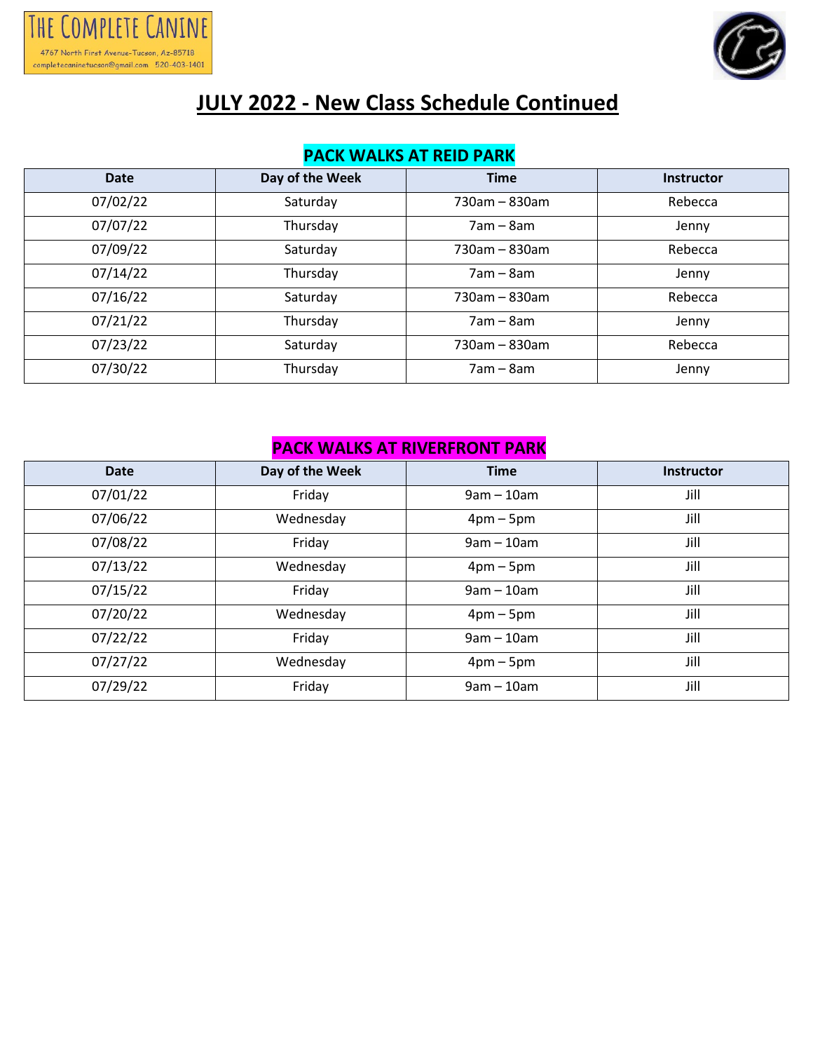THE COMPLETE CANINE

4767 North First Avenue-Tucson, Az-85718

completecaninetucson@gmail.com 520-403-1401

# JULY 2022 - New Class Schedule Continued

## PACK WALKS AT REID PARK

| Date | Day of the Week | Time | Instructor |
|---|---|---|---|
| 07/02/22 | Saturday | 730am – 830am | Rebecca |
| 07/07/22 | Thursday | 7am – 8am | Jenny |
| 07/09/22 | Saturday | 730am – 830am | Rebecca |
| 07/14/22 | Thursday | 7am – 8am | Jenny |
| 07/16/22 | Saturday | 730am – 830am | Rebecca |
| 07/21/22 | Thursday | 7am – 8am | Jenny |
| 07/23/22 | Saturday | 730am – 830am | Rebecca |
| 07/30/22 | Thursday | 7am – 8am | Jenny |

## PACK WALKS AT RIVERFRONT PARK

| Date | Day of the Week | Time | Instructor |
|---|---|---|---|
| 07/01/22 | Friday | 9am – 10am | Jill |
| 07/06/22 | Wednesday | 4pm – 5pm | Jill |
| 07/08/22 | Friday | 9am – 10am | Jill |
| 07/13/22 | Wednesday | 4pm – 5pm | Jill |
| 07/15/22 | Friday | 9am – 10am | Jill |
| 07/20/22 | Wednesday | 4pm – 5pm | Jill |
| 07/22/22 | Friday | 9am – 10am | Jill |
| 07/27/22 | Wednesday | 4pm – 5pm | Jill |
| 07/29/22 | Friday | 9am – 10am | Jill |